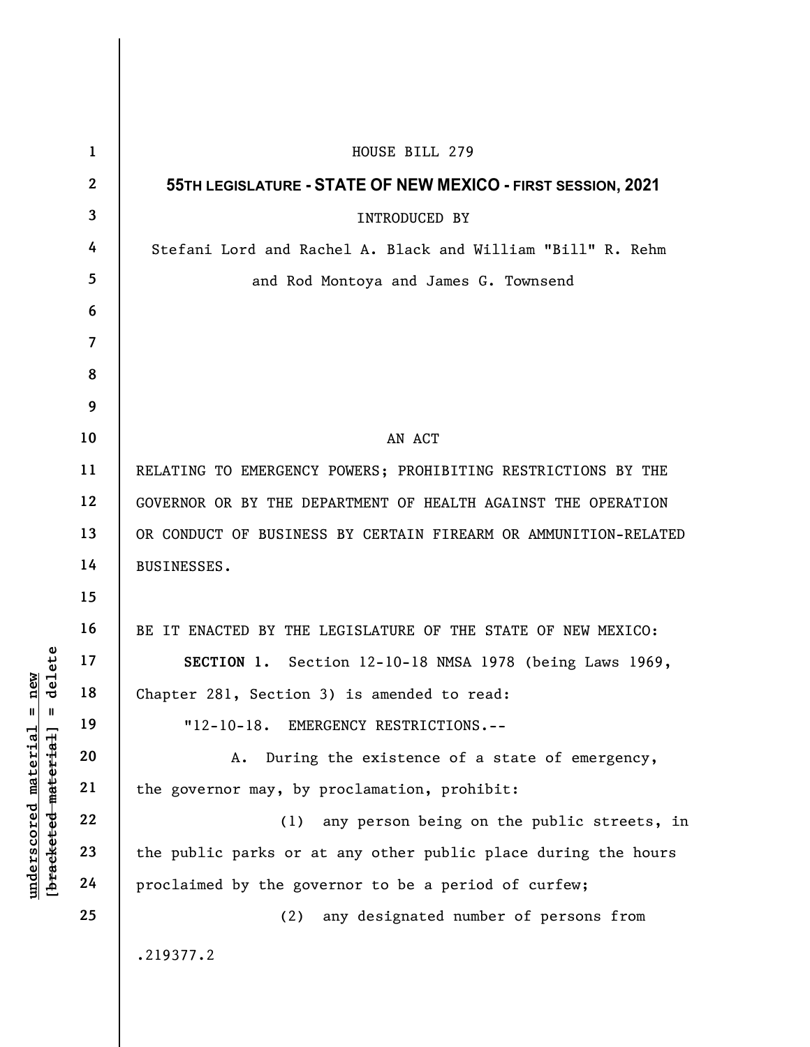HOUSE BILL 279

**55TH LEGISLATURE - STATE OF NEW MEXICO - FIRST SESSION, 2021**

INTRODUCED BY

Stefani Lord and Rachel A. Black and William "Bill" R. Rehm and Rod Montoya and James G. Townsend

AN ACT

RELATING TO EMERGENCY POWERS; PROHIBITING RESTRICTIONS BY THE GOVERNOR OR BY THE DEPARTMENT OF HEALTH AGAINST THE OPERATION OR CONDUCT OF BUSINESS BY CERTAIN FIREARM OR AMMUNITION-RELATED BUSINESSES.

BE IT ENACTED BY THE LEGISLATURE OF THE STATE OF NEW MEXICO:

**SECTION 1.** Section 12-10-18 NMSA 1978 (being Laws 1969, Chapter 281, Section 3) is amended to read:

"12-10-18. EMERGENCY RESTRICTIONS.--

A. During the existence of a state of emergency, the governor may, by proclamation, prohibit:

(1) any person being on the public streets, in the public parks or at any other public place during the hours proclaimed by the governor to be a period of curfew;

(2) any designated number of persons from

.219377.2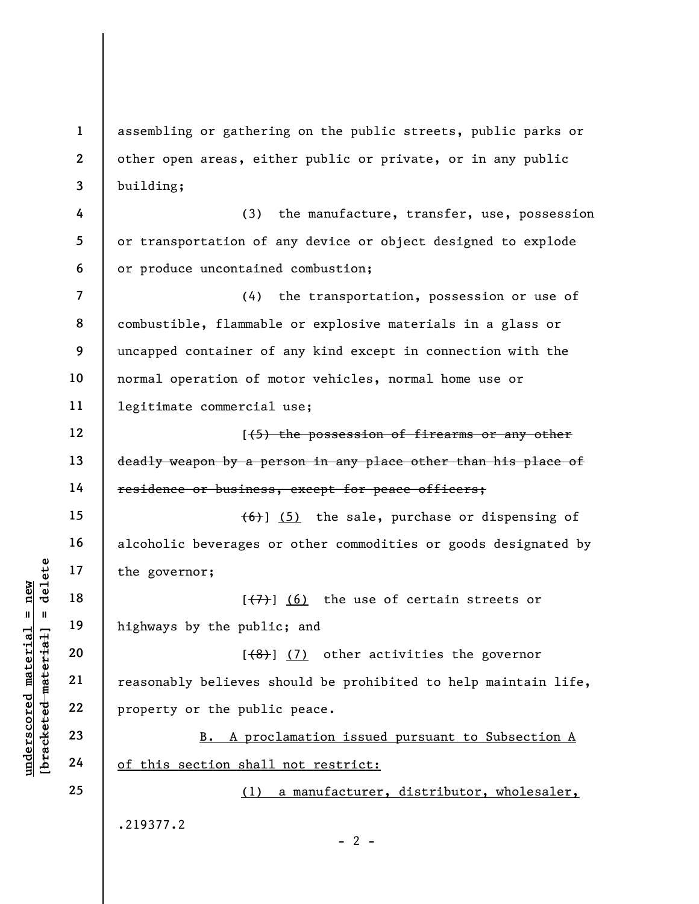assembling or gathering on the public streets, public parks or other open areas, either public or private, or in any public building;

(3) the manufacture, transfer, use, possession or transportation of any device or object designed to explode or produce uncontained combustion;

(4) the transportation, possession or use of combustible, flammable or explosive materials in a glass or uncapped container of any kind except in connection with the normal operation of motor vehicles, normal home use or legitimate commercial use;

[~~(5) the possession of firearms or any other deadly weapon by a person in any place other than his place of residence or business, except for peace officers;~~

~~(6)~~] <u>(5)</u> the sale, purchase or dispensing of alcoholic beverages or other commodities or goods designated by the governor;

[~~(7)~~] <u>(6)</u> the use of certain streets or highways by the public; and

[~~(8)~~] <u>(7)</u> other activities the governor reasonably believes should be prohibited to help maintain life, property or the public peace.

<u>B. A proclamation issued pursuant to Subsection A of this section shall not restrict:</u>

<u>(1) a manufacturer, distributor, wholesaler,</u>

.219377.2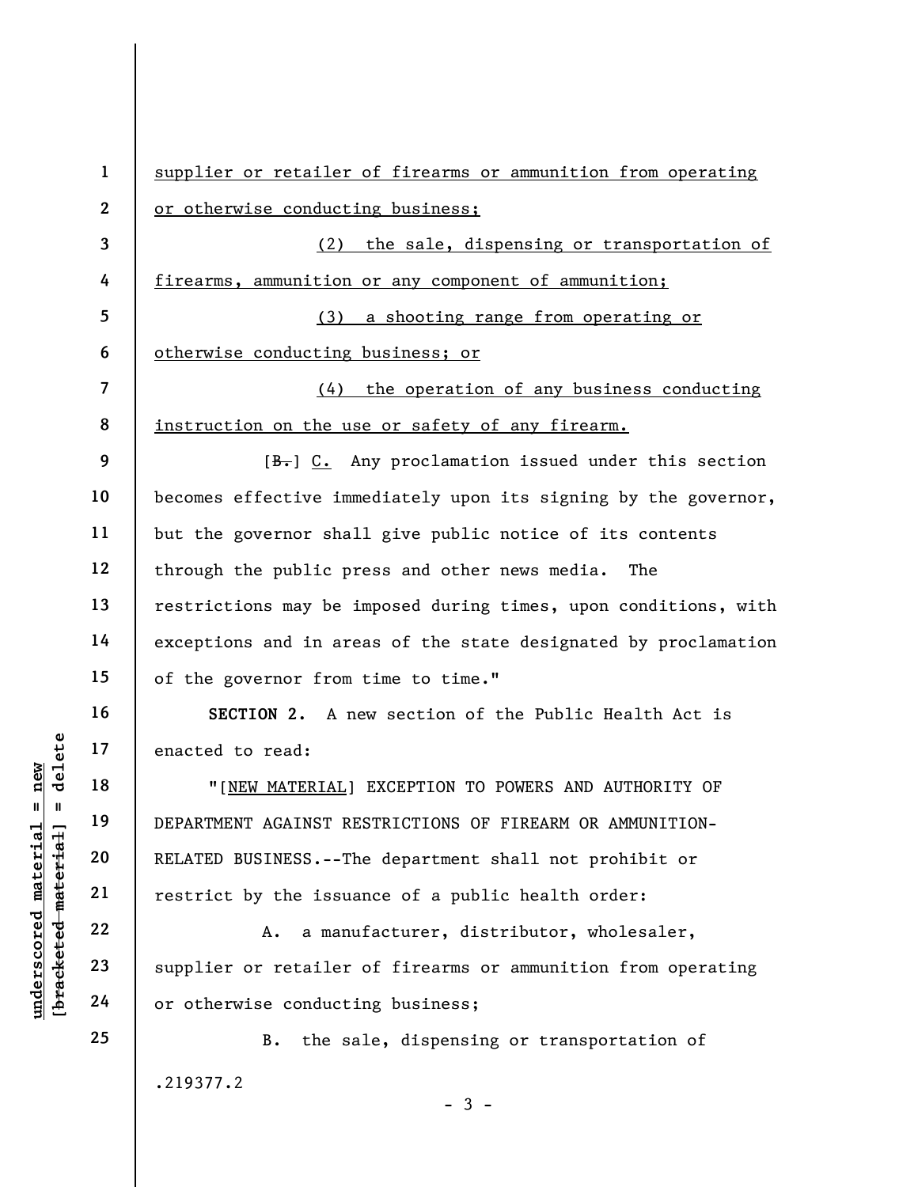supplier or retailer of firearms or ammunition from operating or otherwise conducting business;

(2) the sale, dispensing or transportation of firearms, ammunition or any component of ammunition;

(3) a shooting range from operating or otherwise conducting business; or

(4) the operation of any business conducting instruction on the use or safety of any firearm.

[B.] C. Any proclamation issued under this section becomes effective immediately upon its signing by the governor, but the governor shall give public notice of its contents through the public press and other news media. The restrictions may be imposed during times, upon conditions, with exceptions and in areas of the state designated by proclamation of the governor from time to time."

**SECTION 2.** A new section of the Public Health Act is enacted to read:

"[NEW MATERIAL] EXCEPTION TO POWERS AND AUTHORITY OF DEPARTMENT AGAINST RESTRICTIONS OF FIREARM OR AMMUNITION-RELATED BUSINESS.--The department shall not prohibit or restrict by the issuance of a public health order:

A. a manufacturer, distributor, wholesaler, supplier or retailer of firearms or ammunition from operating or otherwise conducting business;

B. the sale, dispensing or transportation of

.219377.2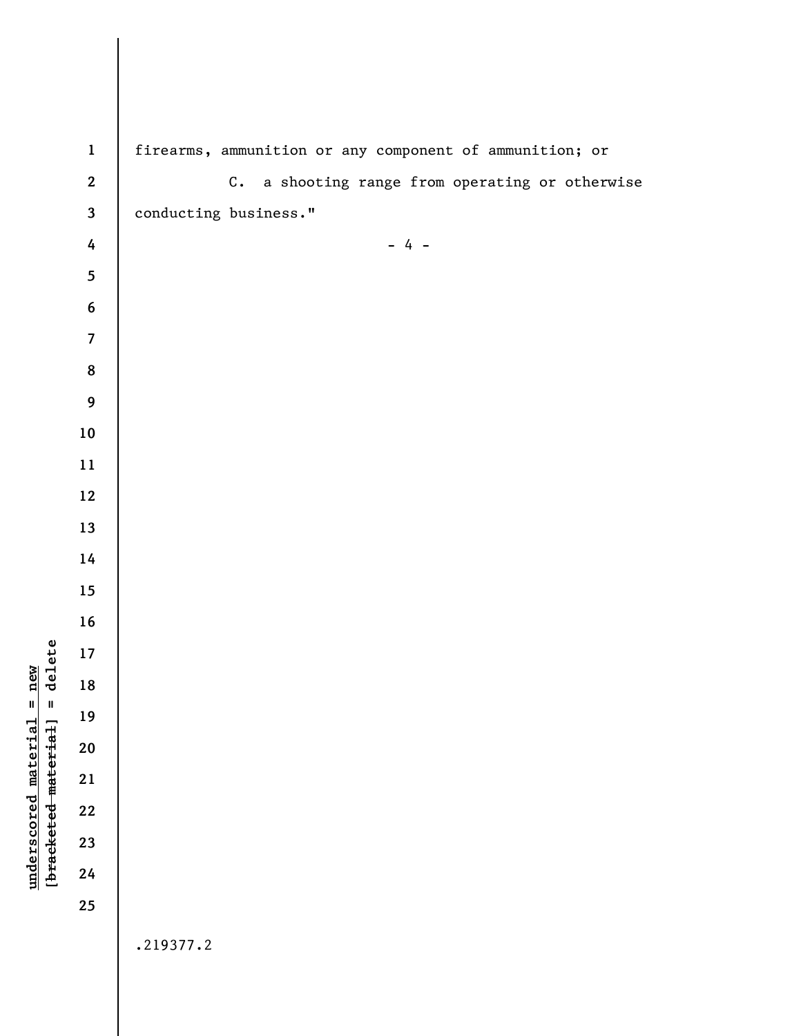firearms, ammunition or any component of ammunition; or

C. a shooting range from operating or otherwise conducting business."

.219377.2